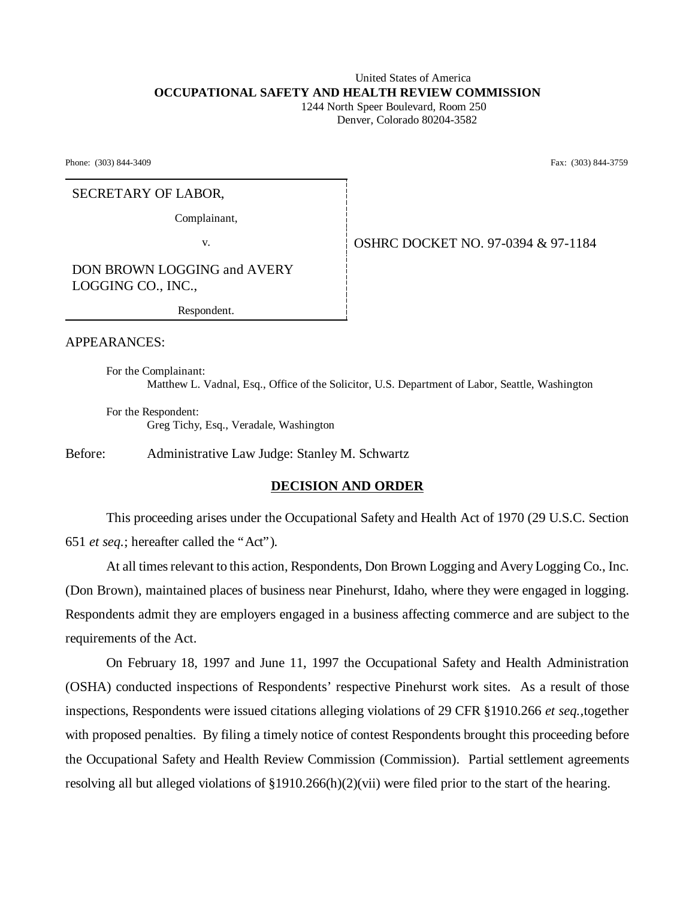United States of America
**OCCUPATIONAL SAFETY AND HEALTH REVIEW COMMISSION**
1244 North Speer Boulevard, Room 250
Denver, Colorado 80204-3582

Phone: (303) 844-3409 Fax: (303) 844-3759

| | |
|---|---|
| SECRETARY OF LABOR,<br><br>Complainant,<br><br>v.<br><br>DON BROWN LOGGING and AVERY LOGGING CO., INC.,<br><br>Respondent. | OSHRC DOCKET NO. 97-0394 & 97-1184 |

APPEARANCES:

For the Complainant:
Matthew L. Vadnal, Esq., Office of the Solicitor, U.S. Department of Labor, Seattle, Washington

For the Respondent:
Greg Tichy, Esq., Veradale, Washington

Before: Administrative Law Judge: Stanley M. Schwartz

## DECISION AND ORDER

This proceeding arises under the Occupational Safety and Health Act of 1970 (29 U.S.C. Section 651 *et seq.*; hereafter called the "Act").

At all times relevant to this action, Respondents, Don Brown Logging and Avery Logging Co., Inc. (Don Brown), maintained places of business near Pinehurst, Idaho, where they were engaged in logging. Respondents admit they are employers engaged in a business affecting commerce and are subject to the requirements of the Act.

On February 18, 1997 and June 11, 1997 the Occupational Safety and Health Administration (OSHA) conducted inspections of Respondents' respective Pinehurst work sites. As a result of those inspections, Respondents were issued citations alleging violations of 29 CFR §1910.266 *et seq.,*together with proposed penalties. By filing a timely notice of contest Respondents brought this proceeding before the Occupational Safety and Health Review Commission (Commission). Partial settlement agreements resolving all but alleged violations of §1910.266(h)(2)(vii) were filed prior to the start of the hearing.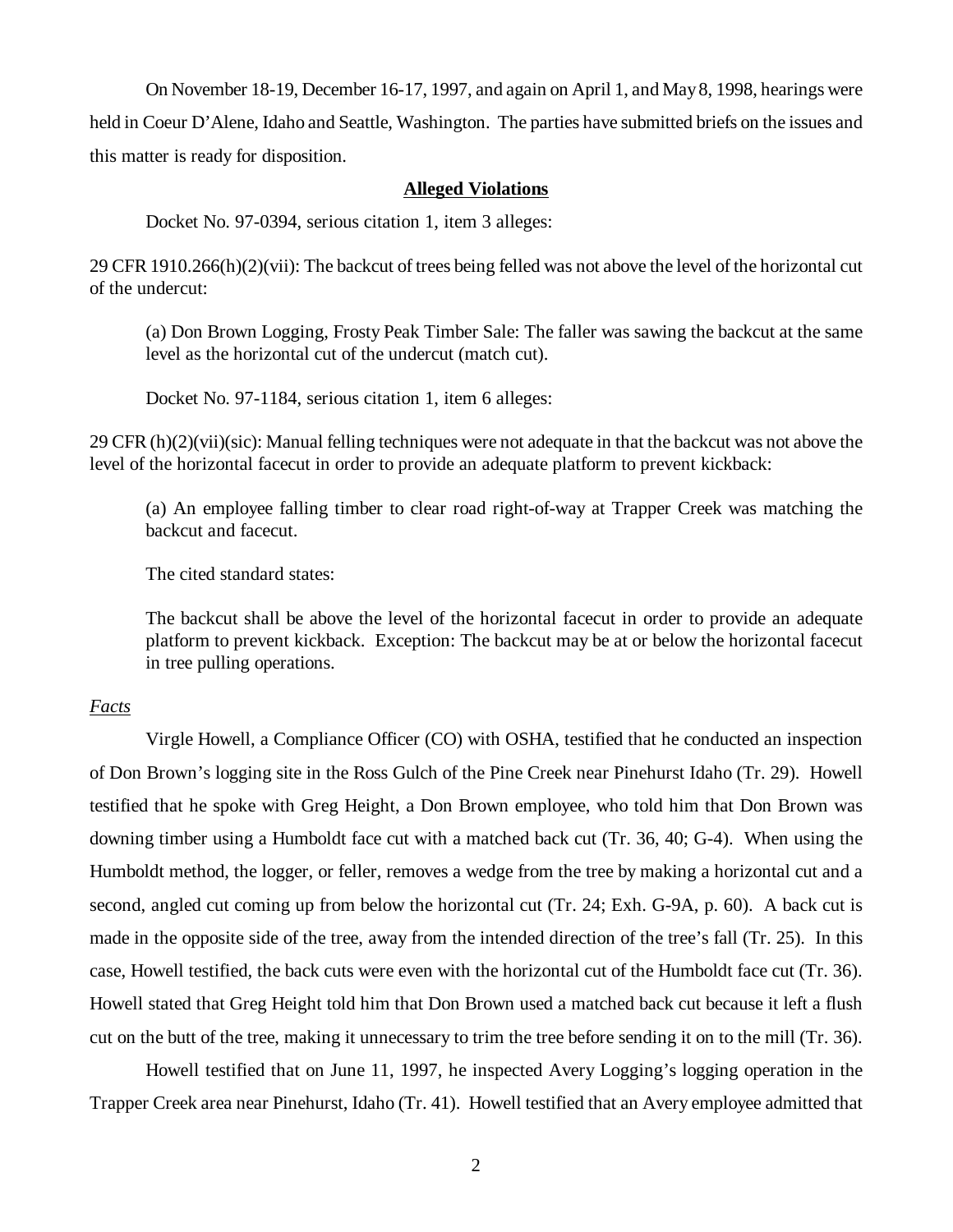On November 18-19, December 16-17, 1997, and again on April 1, and May 8, 1998, hearings were held in Coeur D'Alene, Idaho and Seattle, Washington. The parties have submitted briefs on the issues and this matter is ready for disposition.

## **Alleged Violations**

Docket No. 97-0394, serious citation 1, item 3 alleges:

29 CFR 1910.266(h)(2)(vii): The backcut of trees being felled was not above the level of the horizontal cut of the undercut:

> (a) Don Brown Logging, Frosty Peak Timber Sale: The faller was sawing the backcut at the same level as the horizontal cut of the undercut (match cut).

Docket No. 97-1184, serious citation 1, item 6 alleges:

29 CFR (h)(2)(vii)(sic): Manual felling techniques were not adequate in that the backcut was not above the level of the horizontal facecut in order to provide an adequate platform to prevent kickback:

> (a) An employee falling timber to clear road right-of-way at Trapper Creek was matching the backcut and facecut.

> The cited standard states:

> The backcut shall be above the level of the horizontal facecut in order to provide an adequate platform to prevent kickback. Exception: The backcut may be at or below the horizontal facecut in tree pulling operations.

*Facts*

Virgle Howell, a Compliance Officer (CO) with OSHA, testified that he conducted an inspection of Don Brown's logging site in the Ross Gulch of the Pine Creek near Pinehurst Idaho (Tr. 29). Howell testified that he spoke with Greg Height, a Don Brown employee, who told him that Don Brown was downing timber using a Humboldt face cut with a matched back cut (Tr. 36, 40; G-4). When using the Humboldt method, the logger, or feller, removes a wedge from the tree by making a horizontal cut and a second, angled cut coming up from below the horizontal cut (Tr. 24; Exh. G-9A, p. 60). A back cut is made in the opposite side of the tree, away from the intended direction of the tree's fall (Tr. 25). In this case, Howell testified, the back cuts were even with the horizontal cut of the Humboldt face cut (Tr. 36). Howell stated that Greg Height told him that Don Brown used a matched back cut because it left a flush cut on the butt of the tree, making it unnecessary to trim the tree before sending it on to the mill (Tr. 36).

Howell testified that on June 11, 1997, he inspected Avery Logging's logging operation in the Trapper Creek area near Pinehurst, Idaho (Tr. 41). Howell testified that an Avery employee admitted that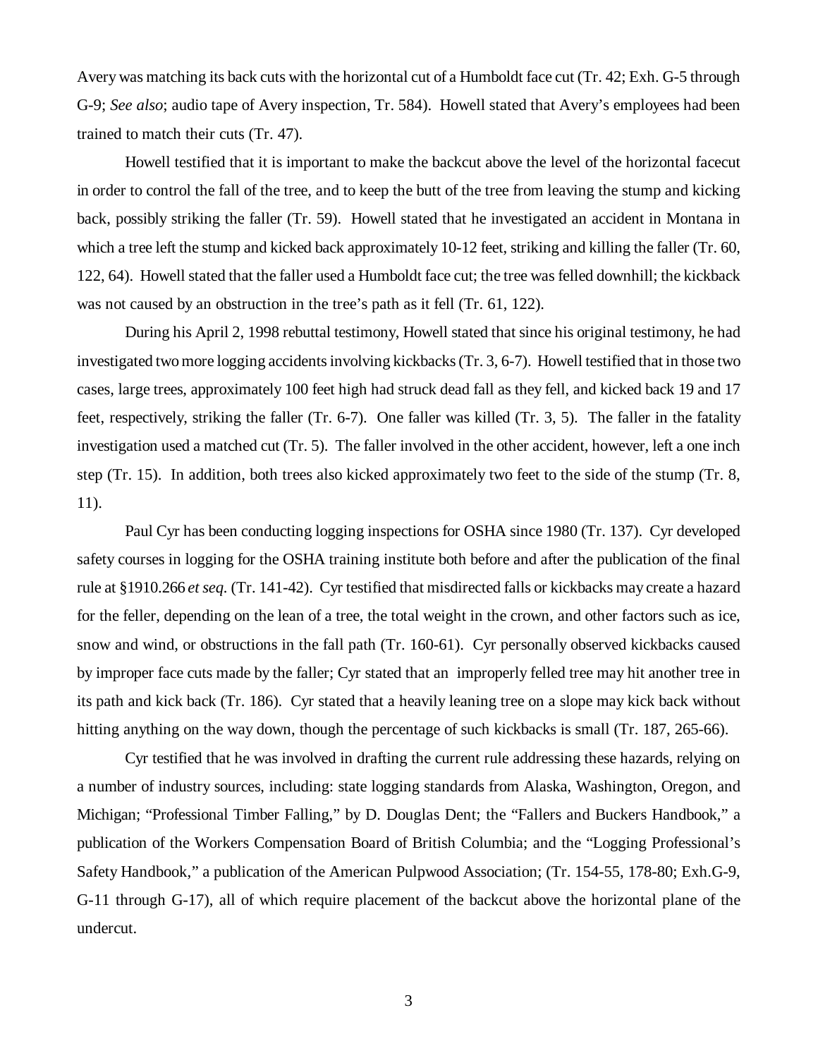Avery was matching its back cuts with the horizontal cut of a Humboldt face cut (Tr. 42; Exh. G-5 through G-9; *See also*; audio tape of Avery inspection, Tr. 584). Howell stated that Avery's employees had been trained to match their cuts (Tr. 47).

Howell testified that it is important to make the backcut above the level of the horizontal facecut in order to control the fall of the tree, and to keep the butt of the tree from leaving the stump and kicking back, possibly striking the faller (Tr. 59). Howell stated that he investigated an accident in Montana in which a tree left the stump and kicked back approximately 10-12 feet, striking and killing the faller (Tr. 60, 122, 64). Howell stated that the faller used a Humboldt face cut; the tree was felled downhill; the kickback was not caused by an obstruction in the tree's path as it fell (Tr. 61, 122).

During his April 2, 1998 rebuttal testimony, Howell stated that since his original testimony, he had investigated two more logging accidents involving kickbacks (Tr. 3, 6-7). Howell testified that in those two cases, large trees, approximately 100 feet high had struck dead fall as they fell, and kicked back 19 and 17 feet, respectively, striking the faller (Tr. 6-7). One faller was killed (Tr. 3, 5). The faller in the fatality investigation used a matched cut (Tr. 5). The faller involved in the other accident, however, left a one inch step (Tr. 15). In addition, both trees also kicked approximately two feet to the side of the stump (Tr. 8, 11).

Paul Cyr has been conducting logging inspections for OSHA since 1980 (Tr. 137). Cyr developed safety courses in logging for the OSHA training institute both before and after the publication of the final rule at §1910.266 *et seq*. (Tr. 141-42). Cyr testified that misdirected falls or kickbacks may create a hazard for the feller, depending on the lean of a tree, the total weight in the crown, and other factors such as ice, snow and wind, or obstructions in the fall path (Tr. 160-61). Cyr personally observed kickbacks caused by improper face cuts made by the faller; Cyr stated that an improperly felled tree may hit another tree in its path and kick back (Tr. 186). Cyr stated that a heavily leaning tree on a slope may kick back without hitting anything on the way down, though the percentage of such kickbacks is small (Tr. 187, 265-66).

Cyr testified that he was involved in drafting the current rule addressing these hazards, relying on a number of industry sources, including: state logging standards from Alaska, Washington, Oregon, and Michigan; "Professional Timber Falling," by D. Douglas Dent; the "Fallers and Buckers Handbook," a publication of the Workers Compensation Board of British Columbia; and the "Logging Professional's Safety Handbook," a publication of the American Pulpwood Association; (Tr. 154-55, 178-80; Exh.G-9, G-11 through G-17), all of which require placement of the backcut above the horizontal plane of the undercut.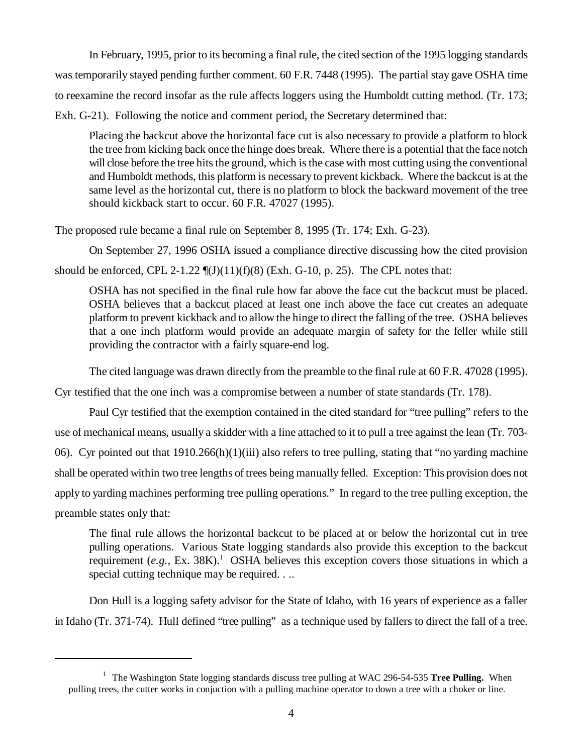In February, 1995, prior to its becoming a final rule, the cited section of the 1995 logging standards was temporarily stayed pending further comment. 60 F.R. 7448 (1995). The partial stay gave OSHA time to reexamine the record insofar as the rule affects loggers using the Humboldt cutting method. (Tr. 173; Exh. G-21). Following the notice and comment period, the Secretary determined that:

> Placing the backcut above the horizontal face cut is also necessary to provide a platform to block the tree from kicking back once the hinge does break. Where there is a potential that the face notch will close before the tree hits the ground, which is the case with most cutting using the conventional and Humboldt methods, this platform is necessary to prevent kickback. Where the backcut is at the same level as the horizontal cut, there is no platform to block the backward movement of the tree should kickback start to occur. 60 F.R. 47027 (1995).

The proposed rule became a final rule on September 8, 1995 (Tr. 174; Exh. G-23).

On September 27, 1996 OSHA issued a compliance directive discussing how the cited provision should be enforced, CPL 2-1.22 ¶(J)(11)(f)(8) (Exh. G-10, p. 25). The CPL notes that:

> OSHA has not specified in the final rule how far above the face cut the backcut must be placed. OSHA believes that a backcut placed at least one inch above the face cut creates an adequate platform to prevent kickback and to allow the hinge to direct the falling of the tree. OSHA believes that a one inch platform would provide an adequate margin of safety for the feller while still providing the contractor with a fairly square-end log.

The cited language was drawn directly from the preamble to the final rule at 60 F.R. 47028 (1995). Cyr testified that the one inch was a compromise between a number of state standards (Tr. 178).

Paul Cyr testified that the exemption contained in the cited standard for "tree pulling" refers to the use of mechanical means, usually a skidder with a line attached to it to pull a tree against the lean (Tr. 703-06). Cyr pointed out that 1910.266(h)(1)(iii) also refers to tree pulling, stating that "no yarding machine shall be operated within two tree lengths of trees being manually felled. Exception: This provision does not apply to yarding machines performing tree pulling operations." In regard to the tree pulling exception, the preamble states only that:

> The final rule allows the horizontal backcut to be placed at or below the horizontal cut in tree pulling operations. Various State logging standards also provide this exception to the backcut requirement (*e.g.*, Ex. 38K).[1] OSHA believes this exception covers those situations in which a special cutting technique may be required. . ..

Don Hull is a logging safety advisor for the State of Idaho, with 16 years of experience as a faller in Idaho (Tr. 371-74). Hull defined "tree pulling" as a technique used by fallers to direct the fall of a tree.

---

[1] The Washington State logging standards discuss tree pulling at WAC 296-54-535 **Tree Pulling.** When pulling trees, the cutter works in conjuction with a pulling machine operator to down a tree with a choker or line.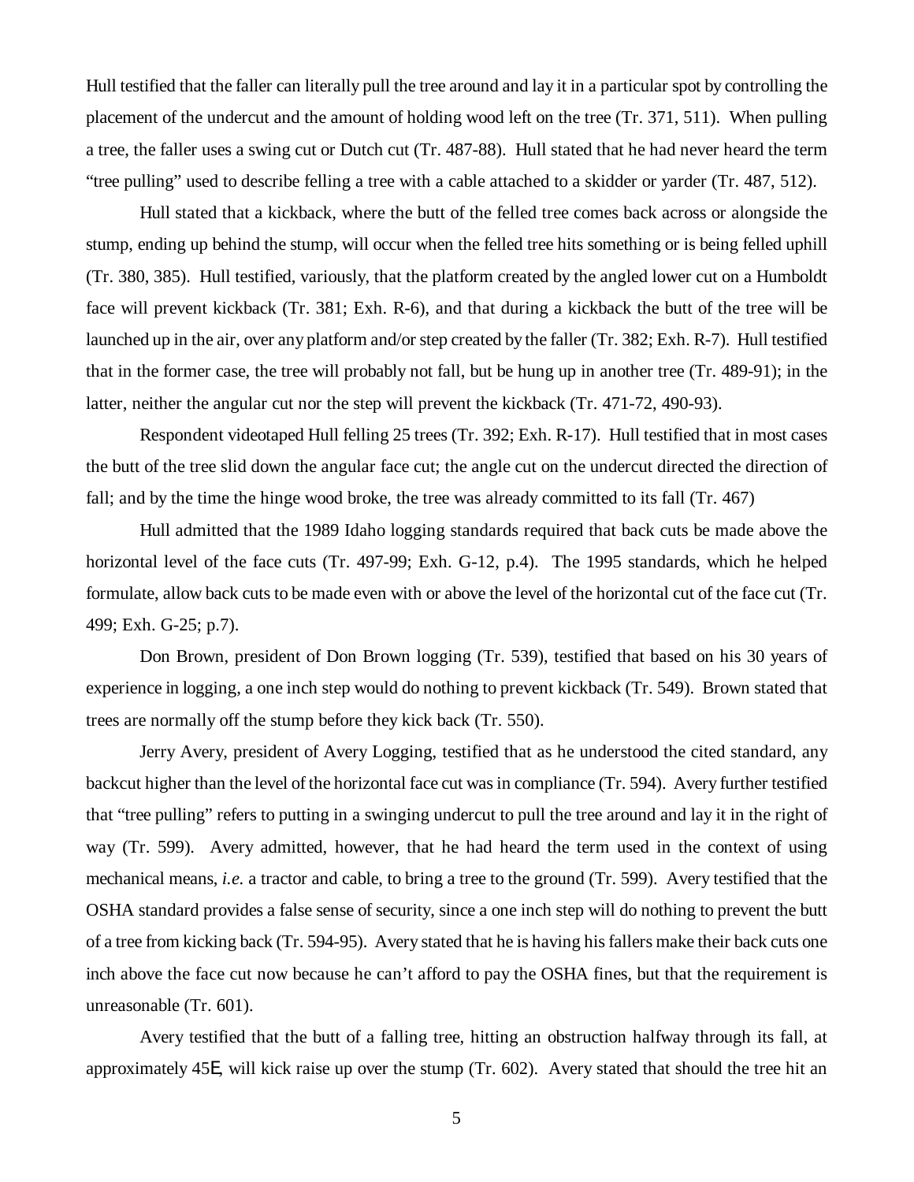Hull testified that the faller can literally pull the tree around and lay it in a particular spot by controlling the placement of the undercut and the amount of holding wood left on the tree (Tr. 371, 511). When pulling a tree, the faller uses a swing cut or Dutch cut (Tr. 487-88). Hull stated that he had never heard the term "tree pulling" used to describe felling a tree with a cable attached to a skidder or yarder (Tr. 487, 512).

Hull stated that a kickback, where the butt of the felled tree comes back across or alongside the stump, ending up behind the stump, will occur when the felled tree hits something or is being felled uphill (Tr. 380, 385). Hull testified, variously, that the platform created by the angled lower cut on a Humboldt face will prevent kickback (Tr. 381; Exh. R-6), and that during a kickback the butt of the tree will be launched up in the air, over any platform and/or step created by the faller (Tr. 382; Exh. R-7). Hull testified that in the former case, the tree will probably not fall, but be hung up in another tree (Tr. 489-91); in the latter, neither the angular cut nor the step will prevent the kickback (Tr. 471-72, 490-93).

Respondent videotaped Hull felling 25 trees (Tr. 392; Exh. R-17). Hull testified that in most cases the butt of the tree slid down the angular face cut; the angle cut on the undercut directed the direction of fall; and by the time the hinge wood broke, the tree was already committed to its fall (Tr. 467)

Hull admitted that the 1989 Idaho logging standards required that back cuts be made above the horizontal level of the face cuts (Tr. 497-99; Exh. G-12, p.4). The 1995 standards, which he helped formulate, allow back cuts to be made even with or above the level of the horizontal cut of the face cut (Tr. 499; Exh. G-25; p.7).

Don Brown, president of Don Brown logging (Tr. 539), testified that based on his 30 years of experience in logging, a one inch step would do nothing to prevent kickback (Tr. 549). Brown stated that trees are normally off the stump before they kick back (Tr. 550).

Jerry Avery, president of Avery Logging, testified that as he understood the cited standard, any backcut higher than the level of the horizontal face cut was in compliance (Tr. 594). Avery further testified that "tree pulling" refers to putting in a swinging undercut to pull the tree around and lay it in the right of way (Tr. 599). Avery admitted, however, that he had heard the term used in the context of using mechanical means, *i.e.* a tractor and cable, to bring a tree to the ground (Tr. 599). Avery testified that the OSHA standard provides a false sense of security, since a one inch step will do nothing to prevent the butt of a tree from kicking back (Tr. 594-95). Avery stated that he is having his fallers make their back cuts one inch above the face cut now because he can't afford to pay the OSHA fines, but that the requirement is unreasonable (Tr. 601).

Avery testified that the butt of a falling tree, hitting an obstruction halfway through its fall, at approximately 45E, will kick raise up over the stump (Tr. 602). Avery stated that should the tree hit an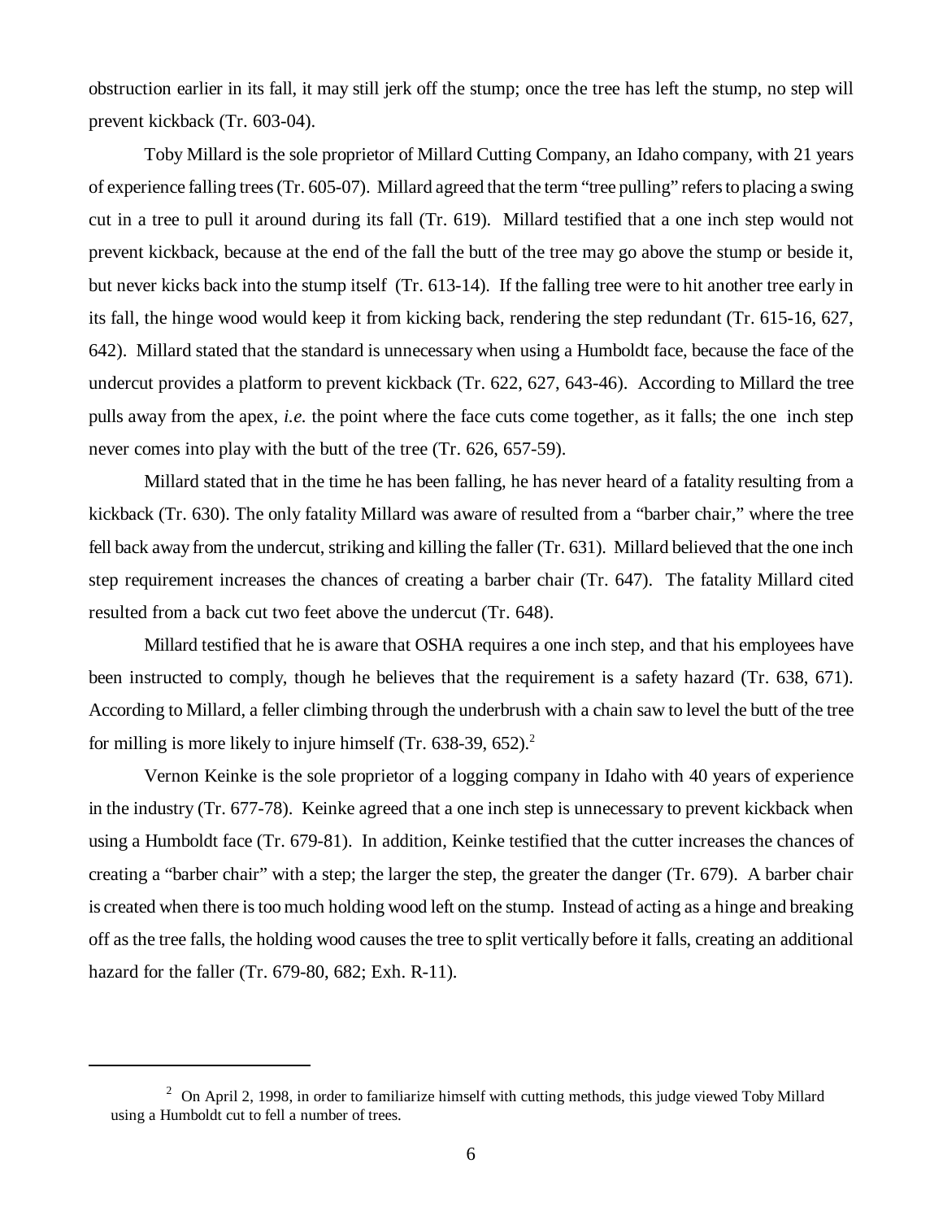obstruction earlier in its fall, it may still jerk off the stump; once the tree has left the stump, no step will prevent kickback (Tr. 603-04).

Toby Millard is the sole proprietor of Millard Cutting Company, an Idaho company, with 21 years of experience falling trees (Tr. 605-07). Millard agreed that the term "tree pulling" refers to placing a swing cut in a tree to pull it around during its fall (Tr. 619). Millard testified that a one inch step would not prevent kickback, because at the end of the fall the butt of the tree may go above the stump or beside it, but never kicks back into the stump itself (Tr. 613-14). If the falling tree were to hit another tree early in its fall, the hinge wood would keep it from kicking back, rendering the step redundant (Tr. 615-16, 627, 642). Millard stated that the standard is unnecessary when using a Humboldt face, because the face of the undercut provides a platform to prevent kickback (Tr. 622, 627, 643-46). According to Millard the tree pulls away from the apex, *i.e.* the point where the face cuts come together, as it falls; the one inch step never comes into play with the butt of the tree (Tr. 626, 657-59).

Millard stated that in the time he has been falling, he has never heard of a fatality resulting from a kickback (Tr. 630). The only fatality Millard was aware of resulted from a "barber chair," where the tree fell back away from the undercut, striking and killing the faller (Tr. 631). Millard believed that the one inch step requirement increases the chances of creating a barber chair (Tr. 647). The fatality Millard cited resulted from a back cut two feet above the undercut (Tr. 648).

Millard testified that he is aware that OSHA requires a one inch step, and that his employees have been instructed to comply, though he believes that the requirement is a safety hazard (Tr. 638, 671). According to Millard, a feller climbing through the underbrush with a chain saw to level the butt of the tree for milling is more likely to injure himself (Tr. 638-39, 652).[2]

Vernon Keinke is the sole proprietor of a logging company in Idaho with 40 years of experience in the industry (Tr. 677-78). Keinke agreed that a one inch step is unnecessary to prevent kickback when using a Humboldt face (Tr. 679-81). In addition, Keinke testified that the cutter increases the chances of creating a "barber chair" with a step; the larger the step, the greater the danger (Tr. 679). A barber chair is created when there is too much holding wood left on the stump. Instead of acting as a hinge and breaking off as the tree falls, the holding wood causes the tree to split vertically before it falls, creating an additional hazard for the faller (Tr. 679-80, 682; Exh. R-11).

---

[2] On April 2, 1998, in order to familiarize himself with cutting methods, this judge viewed Toby Millard using a Humboldt cut to fell a number of trees.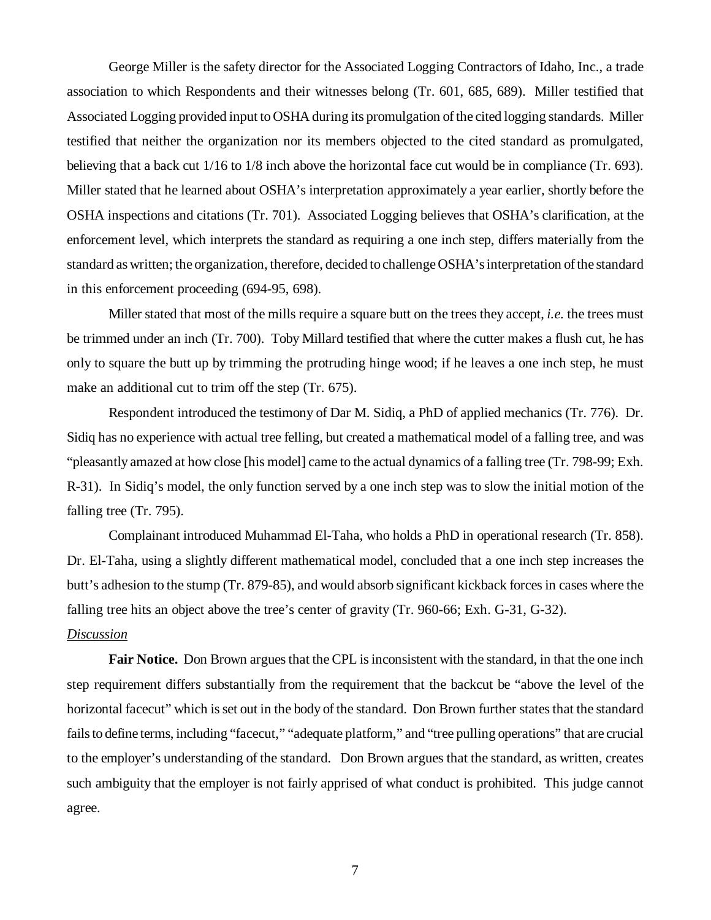George Miller is the safety director for the Associated Logging Contractors of Idaho, Inc., a trade association to which Respondents and their witnesses belong (Tr. 601, 685, 689). Miller testified that Associated Logging provided input to OSHA during its promulgation of the cited logging standards. Miller testified that neither the organization nor its members objected to the cited standard as promulgated, believing that a back cut 1/16 to 1/8 inch above the horizontal face cut would be in compliance (Tr. 693). Miller stated that he learned about OSHA's interpretation approximately a year earlier, shortly before the OSHA inspections and citations (Tr. 701). Associated Logging believes that OSHA's clarification, at the enforcement level, which interprets the standard as requiring a one inch step, differs materially from the standard as written; the organization, therefore, decided to challenge OSHA's interpretation of the standard in this enforcement proceeding (694-95, 698).

Miller stated that most of the mills require a square butt on the trees they accept, *i.e.* the trees must be trimmed under an inch (Tr. 700). Toby Millard testified that where the cutter makes a flush cut, he has only to square the butt up by trimming the protruding hinge wood; if he leaves a one inch step, he must make an additional cut to trim off the step (Tr. 675).

Respondent introduced the testimony of Dar M. Sidiq, a PhD of applied mechanics (Tr. 776). Dr. Sidiq has no experience with actual tree felling, but created a mathematical model of a falling tree, and was "pleasantly amazed at how close [his model] came to the actual dynamics of a falling tree (Tr. 798-99; Exh. R-31). In Sidiq's model, the only function served by a one inch step was to slow the initial motion of the falling tree (Tr. 795).

Complainant introduced Muhammad El-Taha, who holds a PhD in operational research (Tr. 858). Dr. El-Taha, using a slightly different mathematical model, concluded that a one inch step increases the butt's adhesion to the stump (Tr. 879-85), and would absorb significant kickback forces in cases where the falling tree hits an object above the tree's center of gravity (Tr. 960-66; Exh. G-31, G-32).

*Discussion*

**Fair Notice.** Don Brown argues that the CPL is inconsistent with the standard, in that the one inch step requirement differs substantially from the requirement that the backcut be "above the level of the horizontal facecut" which is set out in the body of the standard. Don Brown further states that the standard fails to define terms, including "facecut," "adequate platform," and "tree pulling operations" that are crucial to the employer's understanding of the standard. Don Brown argues that the standard, as written, creates such ambiguity that the employer is not fairly apprised of what conduct is prohibited. This judge cannot agree.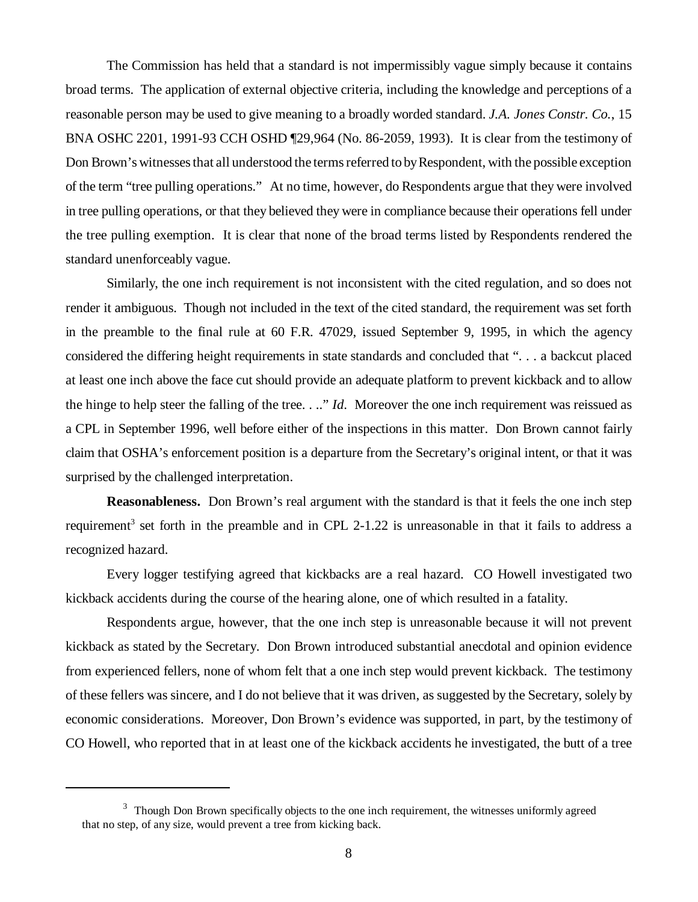The Commission has held that a standard is not impermissibly vague simply because it contains broad terms. The application of external objective criteria, including the knowledge and perceptions of a reasonable person may be used to give meaning to a broadly worded standard. *J.A. Jones Constr. Co.*, 15 BNA OSHC 2201, 1991-93 CCH OSHD ¶29,964 (No. 86-2059, 1993). It is clear from the testimony of Don Brown's witnesses that all understood the terms referred to by Respondent, with the possible exception of the term "tree pulling operations." At no time, however, do Respondents argue that they were involved in tree pulling operations, or that they believed they were in compliance because their operations fell under the tree pulling exemption. It is clear that none of the broad terms listed by Respondents rendered the standard unenforceably vague.

Similarly, the one inch requirement is not inconsistent with the cited regulation, and so does not render it ambiguous. Though not included in the text of the cited standard, the requirement was set forth in the preamble to the final rule at 60 F.R. 47029, issued September 9, 1995, in which the agency considered the differing height requirements in state standards and concluded that ". . . a backcut placed at least one inch above the face cut should provide an adequate platform to prevent kickback and to allow the hinge to help steer the falling of the tree. . .." *Id*. Moreover the one inch requirement was reissued as a CPL in September 1996, well before either of the inspections in this matter. Don Brown cannot fairly claim that OSHA's enforcement position is a departure from the Secretary's original intent, or that it was surprised by the challenged interpretation.

**Reasonableness.** Don Brown's real argument with the standard is that it feels the one inch step requirement[3] set forth in the preamble and in CPL 2-1.22 is unreasonable in that it fails to address a recognized hazard.

Every logger testifying agreed that kickbacks are a real hazard. CO Howell investigated two kickback accidents during the course of the hearing alone, one of which resulted in a fatality.

Respondents argue, however, that the one inch step is unreasonable because it will not prevent kickback as stated by the Secretary. Don Brown introduced substantial anecdotal and opinion evidence from experienced fellers, none of whom felt that a one inch step would prevent kickback. The testimony of these fellers was sincere, and I do not believe that it was driven, as suggested by the Secretary, solely by economic considerations. Moreover, Don Brown's evidence was supported, in part, by the testimony of CO Howell, who reported that in at least one of the kickback accidents he investigated, the butt of a tree

---

[3] Though Don Brown specifically objects to the one inch requirement, the witnesses uniformly agreed that no step, of any size, would prevent a tree from kicking back.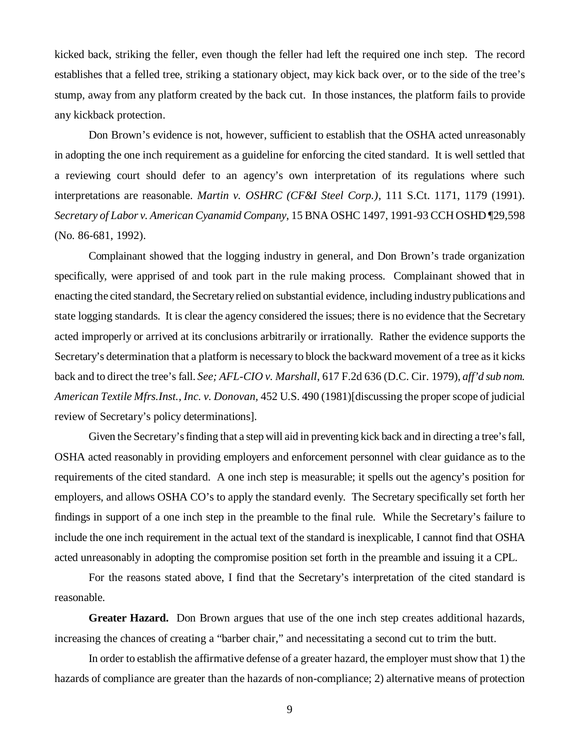kicked back, striking the feller, even though the feller had left the required one inch step. The record establishes that a felled tree, striking a stationary object, may kick back over, or to the side of the tree's stump, away from any platform created by the back cut. In those instances, the platform fails to provide any kickback protection.

Don Brown's evidence is not, however, sufficient to establish that the OSHA acted unreasonably in adopting the one inch requirement as a guideline for enforcing the cited standard. It is well settled that a reviewing court should defer to an agency's own interpretation of its regulations where such interpretations are reasonable. *Martin v. OSHRC (CF&I Steel Corp.)*, 111 S.Ct. 1171, 1179 (1991). *Secretary of Labor v. American Cyanamid Company*, 15 BNA OSHC 1497, 1991-93 CCH OSHD ¶29,598 (No. 86-681, 1992).

Complainant showed that the logging industry in general, and Don Brown's trade organization specifically, were apprised of and took part in the rule making process. Complainant showed that in enacting the cited standard, the Secretary relied on substantial evidence, including industry publications and state logging standards. It is clear the agency considered the issues; there is no evidence that the Secretary acted improperly or arrived at its conclusions arbitrarily or irrationally. Rather the evidence supports the Secretary's determination that a platform is necessary to block the backward movement of a tree as it kicks back and to direct the tree's fall. *See; AFL-CIO v. Marshall*, 617 F.2d 636 (D.C. Cir. 1979), *aff'd sub nom. American Textile Mfrs.Inst., Inc. v. Donovan*, 452 U.S. 490 (1981)[discussing the proper scope of judicial review of Secretary's policy determinations].

Given the Secretary's finding that a step will aid in preventing kick back and in directing a tree's fall, OSHA acted reasonably in providing employers and enforcement personnel with clear guidance as to the requirements of the cited standard. A one inch step is measurable; it spells out the agency's position for employers, and allows OSHA CO's to apply the standard evenly. The Secretary specifically set forth her findings in support of a one inch step in the preamble to the final rule. While the Secretary's failure to include the one inch requirement in the actual text of the standard is inexplicable, I cannot find that OSHA acted unreasonably in adopting the compromise position set forth in the preamble and issuing it a CPL.

For the reasons stated above, I find that the Secretary's interpretation of the cited standard is reasonable.

**Greater Hazard.** Don Brown argues that use of the one inch step creates additional hazards, increasing the chances of creating a "barber chair," and necessitating a second cut to trim the butt.

In order to establish the affirmative defense of a greater hazard, the employer must show that 1) the hazards of compliance are greater than the hazards of non-compliance; 2) alternative means of protection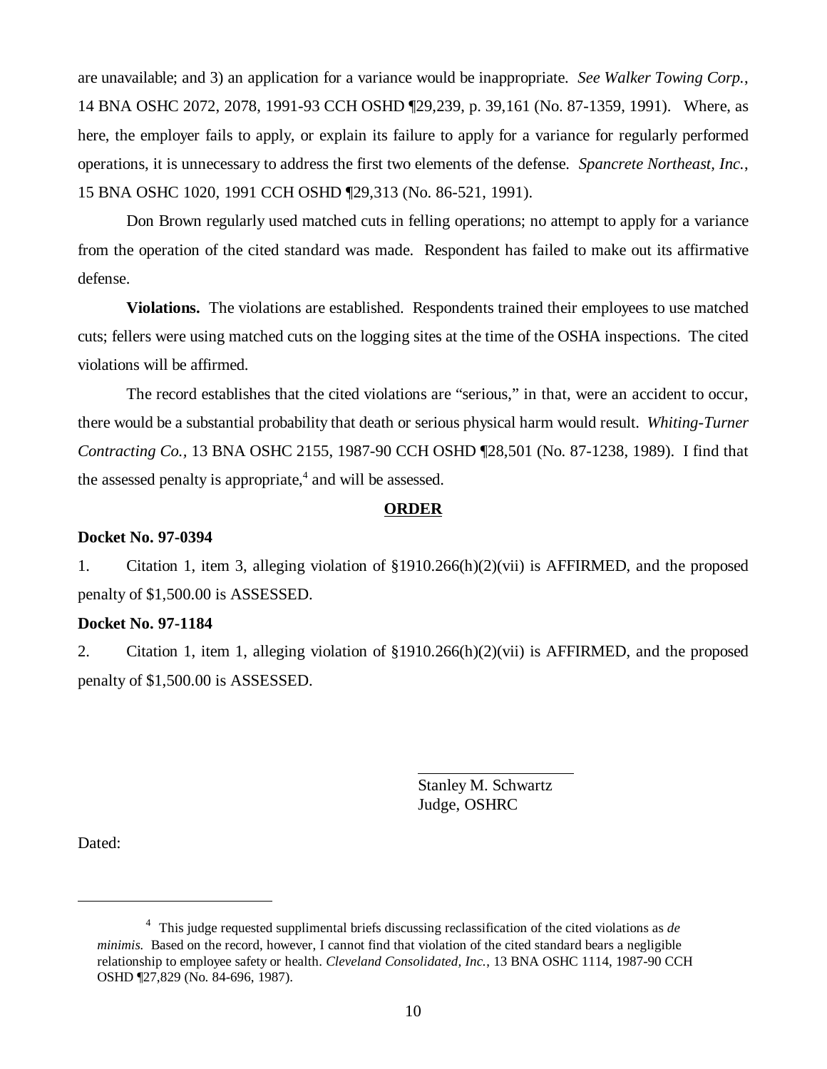are unavailable; and 3) an application for a variance would be inappropriate. *See Walker Towing Corp.*, 14 BNA OSHC 2072, 2078, 1991-93 CCH OSHD ¶29,239, p. 39,161 (No. 87-1359, 1991). Where, as here, the employer fails to apply, or explain its failure to apply for a variance for regularly performed operations, it is unnecessary to address the first two elements of the defense. *Spancrete Northeast, Inc.*, 15 BNA OSHC 1020, 1991 CCH OSHD ¶29,313 (No. 86-521, 1991).

Don Brown regularly used matched cuts in felling operations; no attempt to apply for a variance from the operation of the cited standard was made. Respondent has failed to make out its affirmative defense.

**Violations.** The violations are established. Respondents trained their employees to use matched cuts; fellers were using matched cuts on the logging sites at the time of the OSHA inspections. The cited violations will be affirmed.

The record establishes that the cited violations are "serious," in that, were an accident to occur, there would be a substantial probability that death or serious physical harm would result. *Whiting-Turner Contracting Co.*, 13 BNA OSHC 2155, 1987-90 CCH OSHD ¶28,501 (No. 87-1238, 1989). I find that the assessed penalty is appropriate,[4] and will be assessed.

## ORDER

**Docket No. 97-0394**

1. Citation 1, item 3, alleging violation of §1910.266(h)(2)(vii) is AFFIRMED, and the proposed penalty of $1,500.00 is ASSESSED.

**Docket No. 97-1184**

2. Citation 1, item 1, alleging violation of §1910.266(h)(2)(vii) is AFFIRMED, and the proposed penalty of $1,500.00 is ASSESSED.

Stanley M. Schwartz
Judge, OSHRC

Dated:

---

[4] This judge requested supplimental briefs discussing reclassification of the cited violations as *de minimis*. Based on the record, however, I cannot find that violation of the cited standard bears a negligible relationship to employee safety or health. *Cleveland Consolidated, Inc.*, 13 BNA OSHC 1114, 1987-90 CCH OSHD ¶27,829 (No. 84-696, 1987).